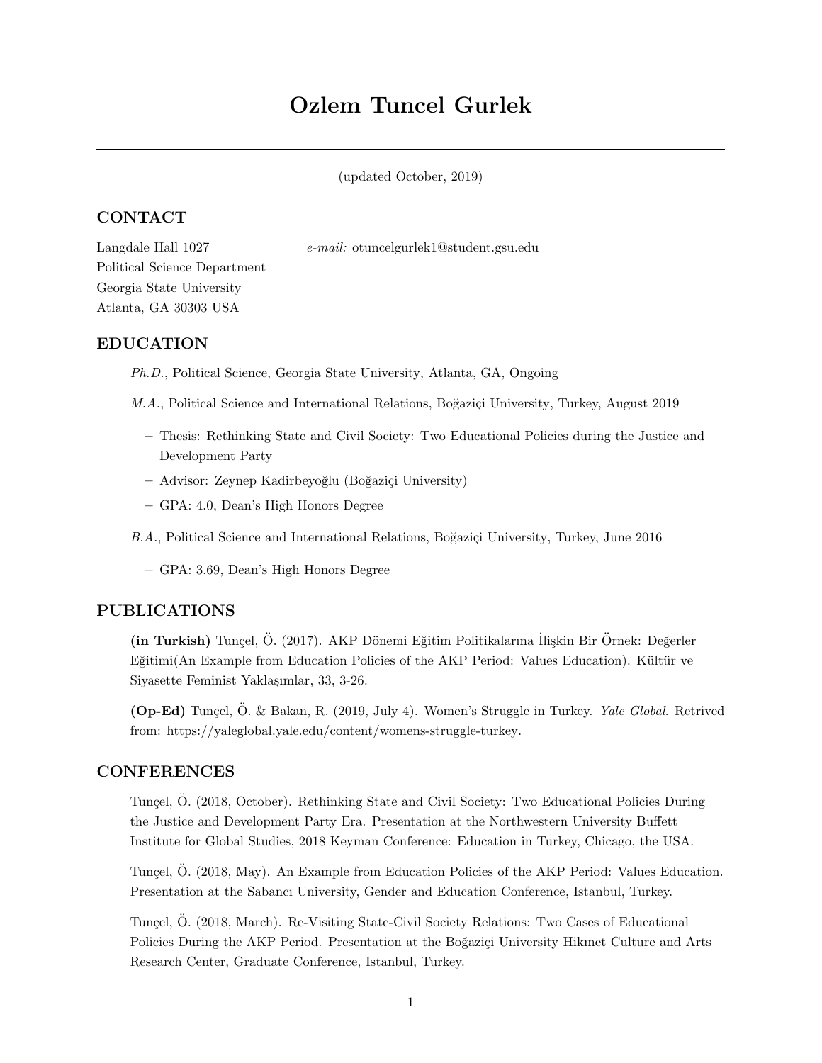# Ozlem Tuncel Gurlek

(updated October, 2019)

## CONTACT

Langdale Hall 1027
Political Science Department
Georgia State University
Atlanta, GA 30303 USA

*e-mail:* otuncelgurlek1@student.gsu.edu

## EDUCATION

*Ph.D.*, Political Science, Georgia State University, Atlanta, GA, Ongoing

*M.A.*, Political Science and International Relations, Boğaziçi University, Turkey, August 2019

- Thesis: Rethinking State and Civil Society: Two Educational Policies during the Justice and Development Party
- Advisor: Zeynep Kadirbeyoğlu (Boğaziçi University)
- GPA: 4.0, Dean's High Honors Degree

*B.A.*, Political Science and International Relations, Boğaziçi University, Turkey, June 2016

- GPA: 3.69, Dean's High Honors Degree

## PUBLICATIONS

**(in Turkish)** Tunçel, Ö. (2017). AKP Dönemi Eğitim Politikalarına İlişkin Bir Örnek: Değerler Eğitimi(An Example from Education Policies of the AKP Period: Values Education). Kültür ve Siyasette Feminist Yaklaşımlar, 33, 3-26.

**(Op-Ed)** Tunçel, Ö. & Bakan, R. (2019, July 4). Women's Struggle in Turkey. *Yale Global*. Retrived from: https://yaleglobal.yale.edu/content/womens-struggle-turkey.

## CONFERENCES

Tunçel, Ö. (2018, October). Rethinking State and Civil Society: Two Educational Policies During the Justice and Development Party Era. Presentation at the Northwestern University Buffett Institute for Global Studies, 2018 Keyman Conference: Education in Turkey, Chicago, the USA.

Tunçel, Ö. (2018, May). An Example from Education Policies of the AKP Period: Values Education. Presentation at the Sabancı University, Gender and Education Conference, Istanbul, Turkey.

Tunçel, Ö. (2018, March). Re-Visiting State-Civil Society Relations: Two Cases of Educational Policies During the AKP Period. Presentation at the Boğaziçi University Hikmet Culture and Arts Research Center, Graduate Conference, Istanbul, Turkey.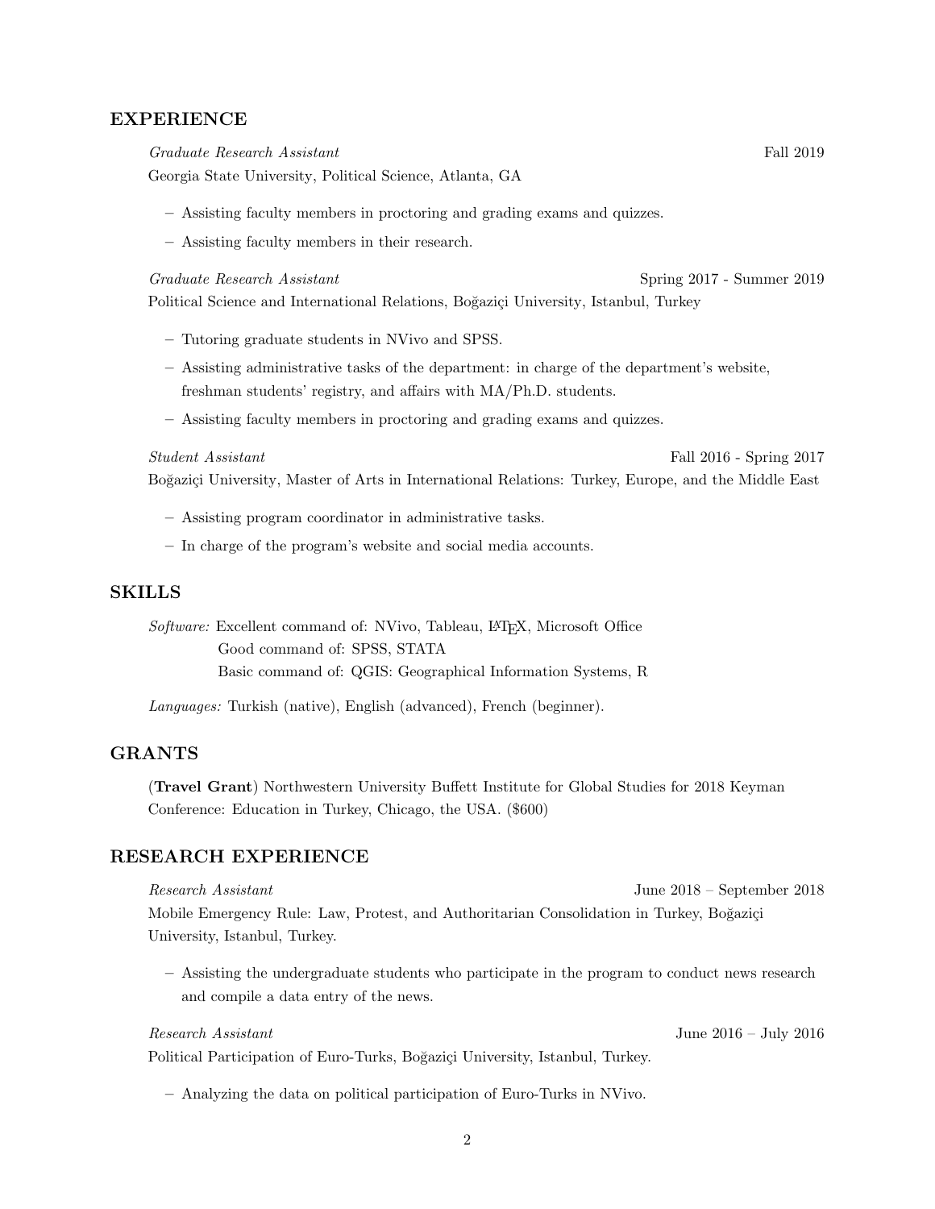## EXPERIENCE

*Graduate Research Assistant* Fall 2019
Georgia State University, Political Science, Atlanta, GA

- Assisting faculty members in proctoring and grading exams and quizzes.
- Assisting faculty members in their research.

*Graduate Research Assistant* Spring 2017 - Summer 2019
Political Science and International Relations, Boğaziçi University, Istanbul, Turkey

- Tutoring graduate students in NVivo and SPSS.
- Assisting administrative tasks of the department: in charge of the department's website, freshman students' registry, and affairs with MA/Ph.D. students.
- Assisting faculty members in proctoring and grading exams and quizzes.

*Student Assistant* Fall 2016 - Spring 2017
Boğaziçi University, Master of Arts in International Relations: Turkey, Europe, and the Middle East

- Assisting program coordinator in administrative tasks.
- In charge of the program's website and social media accounts.

## SKILLS

*Software:* Excellent command of: NVivo, Tableau, LaTeX, Microsoft Office
Good command of: SPSS, STATA
Basic command of: QGIS: Geographical Information Systems, R

*Languages:* Turkish (native), English (advanced), French (beginner).

## GRANTS

(**Travel Grant**) Northwestern University Buffett Institute for Global Studies for 2018 Keyman Conference: Education in Turkey, Chicago, the USA. ($600)

## RESEARCH EXPERIENCE

*Research Assistant* June 2018 – September 2018
Mobile Emergency Rule: Law, Protest, and Authoritarian Consolidation in Turkey, Boğaziçi University, Istanbul, Turkey.

- Assisting the undergraduate students who participate in the program to conduct news research and compile a data entry of the news.

*Research Assistant* June 2016 – July 2016
Political Participation of Euro-Turks, Boğaziçi University, Istanbul, Turkey.

- Analyzing the data on political participation of Euro-Turks in NVivo.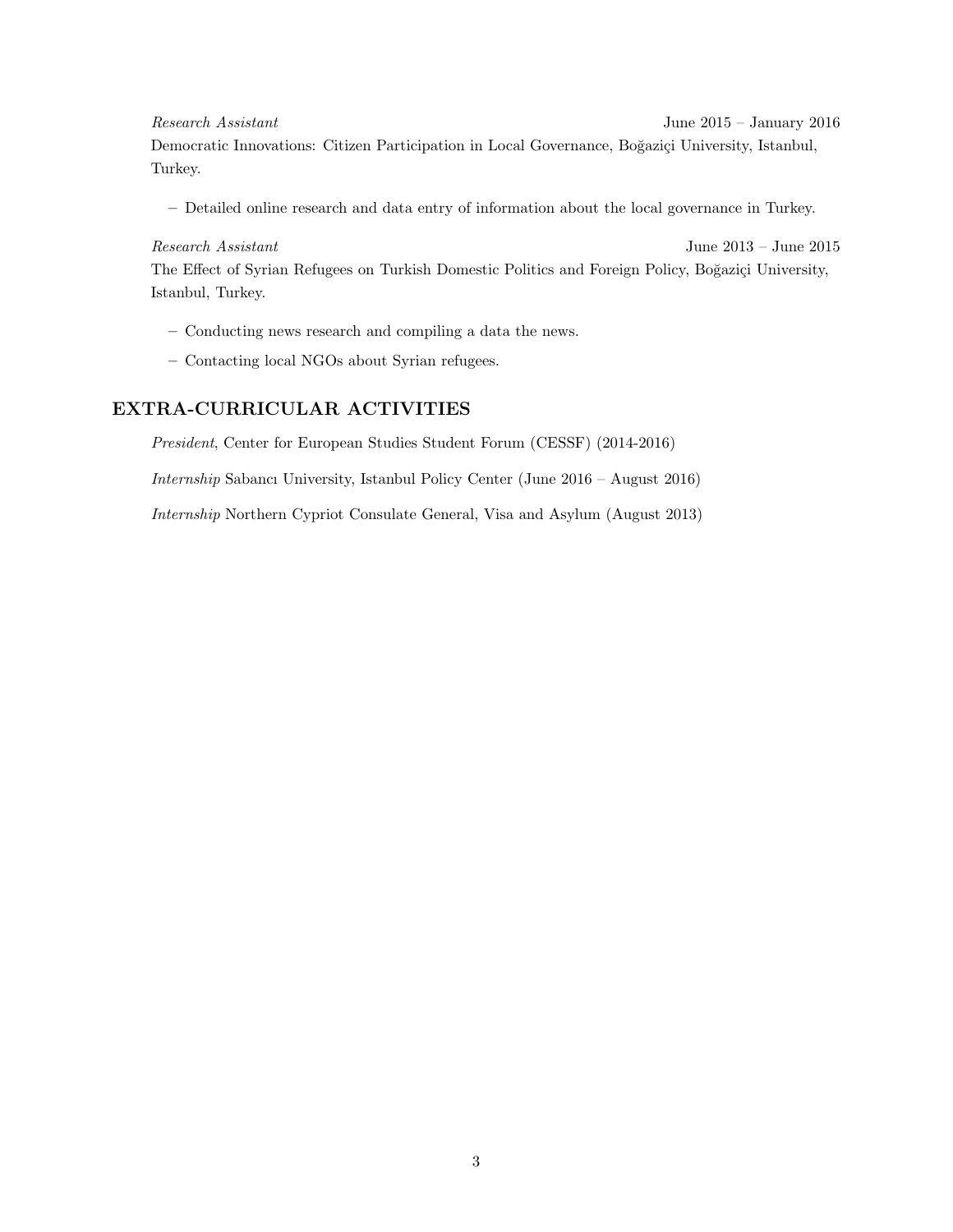*Research Assistant* June 2015 – January 2016

Democratic Innovations: Citizen Participation in Local Governance, Boğaziçi University, Istanbul, Turkey.

- Detailed online research and data entry of information about the local governance in Turkey.

*Research Assistant* June 2013 – June 2015

The Effect of Syrian Refugees on Turkish Domestic Politics and Foreign Policy, Boğaziçi University, Istanbul, Turkey.

- Conducting news research and compiling a data the news.
- Contacting local NGOs about Syrian refugees.

## EXTRA-CURRICULAR ACTIVITIES

*President*, Center for European Studies Student Forum (CESSF) (2014-2016)

*Internship* Sabancı University, Istanbul Policy Center (June 2016 – August 2016)

*Internship* Northern Cypriot Consulate General, Visa and Asylum (August 2013)